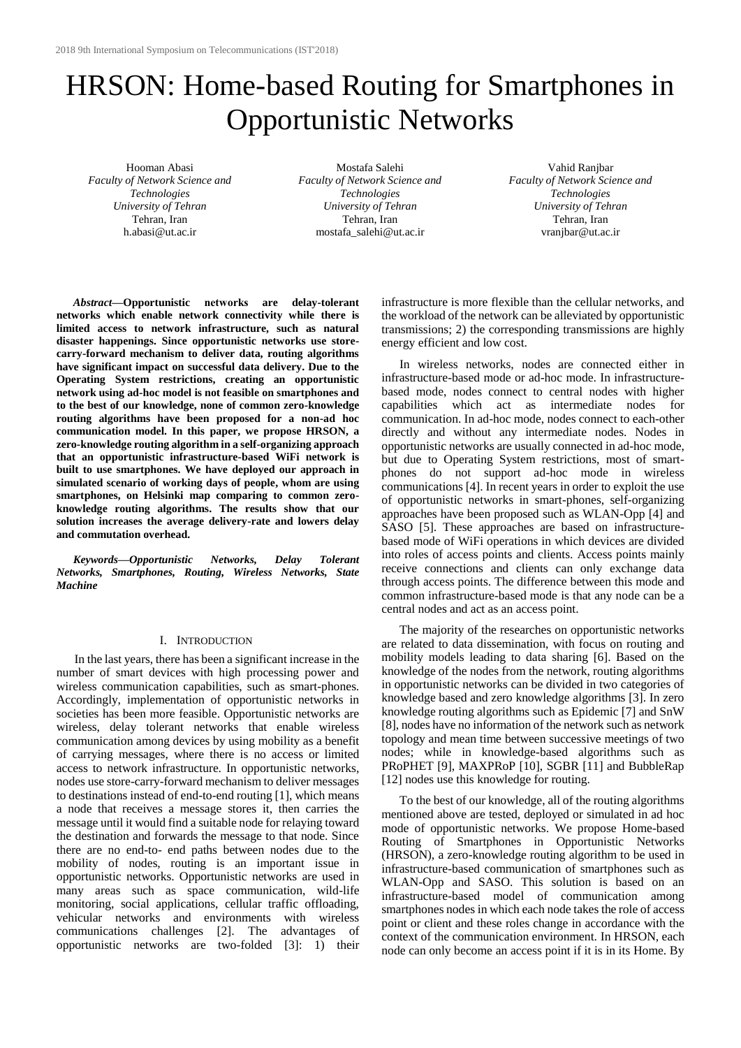# HRSON: Home-based Routing for Smartphones in Opportunistic Networks

Hooman Abasi
*Faculty of Network Science and Technologies*
*University of Tehran*
Tehran, Iran
h.abasi@ut.ac.ir

Mostafa Salehi
*Faculty of Network Science and Technologies*
*University of Tehran*
Tehran, Iran
mostafa_salehi@ut.ac.ir

Vahid Ranjbar
*Faculty of Network Science and Technologies*
*University of Tehran*
Tehran, Iran
vranjbar@ut.ac.ir

***Abstract*—Opportunistic networks are delay-tolerant networks which enable network connectivity while there is limited access to network infrastructure, such as natural disaster happenings. Since opportunistic networks use store-carry-forward mechanism to deliver data, routing algorithms have significant impact on successful data delivery. Due to the Operating System restrictions, creating an opportunistic network using ad-hoc model is not feasible on smartphones and to the best of our knowledge, none of common zero-knowledge routing algorithms have been proposed for a non-ad hoc communication model. In this paper, we propose HRSON, a zero-knowledge routing algorithm in a self-organizing approach that an opportunistic infrastructure-based WiFi network is built to use smartphones. We have deployed our approach in simulated scenario of working days of people, whom are using smartphones, on Helsinki map comparing to common zero-knowledge routing algorithms. The results show that our solution increases the average delivery-rate and lowers delay and commutation overhead.**

***Keywords—Opportunistic Networks, Delay Tolerant Networks, Smartphones, Routing, Wireless Networks, State Machine***

## I. Introduction

In the last years, there has been a significant increase in the number of smart devices with high processing power and wireless communication capabilities, such as smart-phones. Accordingly, implementation of opportunistic networks in societies has been more feasible. Opportunistic networks are wireless, delay tolerant networks that enable wireless communication among devices by using mobility as a benefit of carrying messages, where there is no access or limited access to network infrastructure. In opportunistic networks, nodes use store-carry-forward mechanism to deliver messages to destinations instead of end-to-end routing [1], which means a node that receives a message stores it, then carries the message until it would find a suitable node for relaying toward the destination and forwards the message to that node. Since there are no end-to- end paths between nodes due to the mobility of nodes, routing is an important issue in opportunistic networks. Opportunistic networks are used in many areas such as space communication, wild-life monitoring, social applications, cellular traffic offloading, vehicular networks and environments with wireless communications challenges [2]. The advantages of opportunistic networks are two-folded [3]: 1) their infrastructure is more flexible than the cellular networks, and the workload of the network can be alleviated by opportunistic transmissions; 2) the corresponding transmissions are highly energy efficient and low cost.

In wireless networks, nodes are connected either in infrastructure-based mode or ad-hoc mode. In infrastructure-based mode, nodes connect to central nodes with higher capabilities which act as intermediate nodes for communication. In ad-hoc mode, nodes connect to each-other directly and without any intermediate nodes. Nodes in opportunistic networks are usually connected in ad-hoc mode, but due to Operating System restrictions, most of smart-phones do not support ad-hoc mode in wireless communications [4]. In recent years in order to exploit the use of opportunistic networks in smart-phones, self-organizing approaches have been proposed such as WLAN-Opp [4] and SASO [5]. These approaches are based on infrastructure-based mode of WiFi operations in which devices are divided into roles of access points and clients. Access points mainly receive connections and clients can only exchange data through access points. The difference between this mode and common infrastructure-based mode is that any node can be a central nodes and act as an access point.

The majority of the researches on opportunistic networks are related to data dissemination, with focus on routing and mobility models leading to data sharing [6]. Based on the knowledge of the nodes from the network, routing algorithms in opportunistic networks can be divided in two categories of knowledge based and zero knowledge algorithms [3]. In zero knowledge routing algorithms such as Epidemic [7] and SnW [8], nodes have no information of the network such as network topology and mean time between successive meetings of two nodes; while in knowledge-based algorithms such as PRoPHET [9], MAXPRoP [10], SGBR [11] and BubbleRap [12] nodes use this knowledge for routing.

To the best of our knowledge, all of the routing algorithms mentioned above are tested, deployed or simulated in ad hoc mode of opportunistic networks. We propose Home-based Routing of Smartphones in Opportunistic Networks (HRSON), a zero-knowledge routing algorithm to be used in infrastructure-based communication of smartphones such as WLAN-Opp and SASO. This solution is based on an infrastructure-based model of communication among smartphones nodes in which each node takes the role of access point or client and these roles change in accordance with the context of the communication environment. In HRSON, each node can only become an access point if it is in its Home. By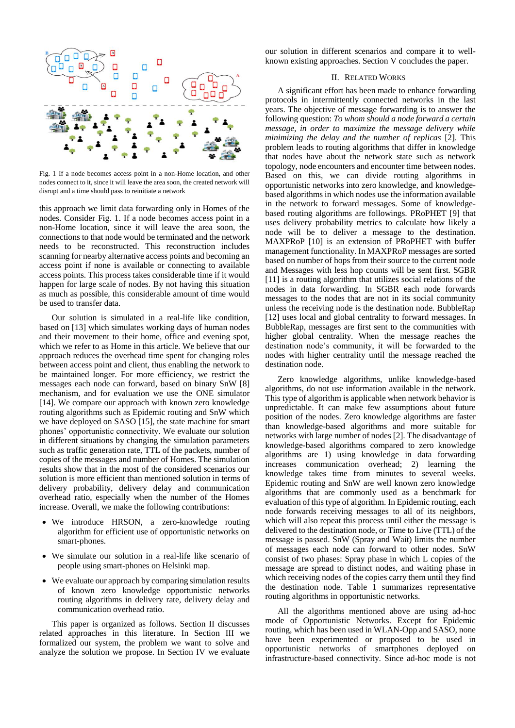Fig. 1 If a node becomes access point in a non-Home location, and other nodes connect to it, since it will leave the area soon, the created network will disrupt and a time should pass to reinitiate a network

this approach we limit data forwarding only in Homes of the nodes. Consider Fig. 1. If a node becomes access point in a non-Home location, since it will leave the area soon, the connections to that node would be terminated and the network needs to be reconstructed. This reconstruction includes scanning for nearby alternative access points and becoming an access point if none is available or connecting to available access points. This process takes considerable time if it would happen for large scale of nodes. By not having this situation as much as possible, this considerable amount of time would be used to transfer data.

Our solution is simulated in a real-life like condition, based on [13] which simulates working days of human nodes and their movement to their home, office and evening spot, which we refer to as Home in this article. We believe that our approach reduces the overhead time spent for changing roles between access point and client, thus enabling the network to be maintained longer. For more efficiency, we restrict the messages each node can forward, based on binary SnW [8] mechanism, and for evaluation we use the ONE simulator [14]. We compare our approach with known zero knowledge routing algorithms such as Epidemic routing and SnW which we have deployed on SASO [15], the state machine for smart phones' opportunistic connectivity. We evaluate our solution in different situations by changing the simulation parameters such as traffic generation rate, TTL of the packets, number of copies of the messages and number of Homes. The simulation results show that in the most of the considered scenarios our solution is more efficient than mentioned solution in terms of delivery probability, delivery delay and communication overhead ratio, especially when the number of the Homes increase. Overall, we make the following contributions:

- We introduce HRSON, a zero-knowledge routing algorithm for efficient use of opportunistic networks on smart-phones.
- We simulate our solution in a real-life like scenario of people using smart-phones on Helsinki map.
- We evaluate our approach by comparing simulation results of known zero knowledge opportunistic networks routing algorithms in delivery rate, delivery delay and communication overhead ratio.

This paper is organized as follows. Section II discusses related approaches in this literature. In Section III we formalized our system, the problem we want to solve and analyze the solution we propose. In Section IV we evaluate our solution in different scenarios and compare it to well-known existing approaches. Section V concludes the paper.

## II. Related Works

A significant effort has been made to enhance forwarding protocols in intermittently connected networks in the last years. The objective of message forwarding is to answer the following question: *To whom should a node forward a certain message, in order to maximize the message delivery while minimizing the delay and the number of replicas* [2]. This problem leads to routing algorithms that differ in knowledge that nodes have about the network state such as network topology, node encounters and encounter time between nodes. Based on this, we can divide routing algorithms in opportunistic networks into zero knowledge, and knowledge-based algorithms in which nodes use the information available in the network to forward messages. Some of knowledge-based routing algorithms are followings. PRoPHET [9] that uses delivery probability metrics to calculate how likely a node will be to deliver a message to the destination. MAXPRoP [10] is an extension of PRoPHET with buffer management functionality. In MAXPRoP messages are sorted based on number of hops from their source to the current node and Messages with less hop counts will be sent first. SGBR [11] is a routing algorithm that utilizes social relations of the nodes in data forwarding. In SGBR each node forwards messages to the nodes that are not in its social community unless the receiving node is the destination node. BubbleRap [12] uses local and global centrality to forward messages. In BubbleRap, messages are first sent to the communities with higher global centrality. When the message reaches the destination node's community, it will be forwarded to the nodes with higher centrality until the message reached the destination node.

Zero knowledge algorithms, unlike knowledge-based algorithms, do not use information available in the network. This type of algorithm is applicable when network behavior is unpredictable. It can make few assumptions about future position of the nodes. Zero knowledge algorithms are faster than knowledge-based algorithms and more suitable for networks with large number of nodes [2]. The disadvantage of knowledge-based algorithms compared to zero knowledge algorithms are 1) using knowledge in data forwarding increases communication overhead; 2) learning the knowledge takes time from minutes to several weeks. Epidemic routing and SnW are well known zero knowledge algorithms that are commonly used as a benchmark for evaluation of this type of algorithm. In Epidemic routing, each node forwards receiving messages to all of its neighbors, which will also repeat this process until either the message is delivered to the destination node, or Time to Live (TTL) of the message is passed. SnW (Spray and Wait) limits the number of messages each node can forward to other nodes. SnW consist of two phases: Spray phase in which L copies of the message are spread to distinct nodes, and waiting phase in which receiving nodes of the copies carry them until they find the destination node. Table 1 summarizes representative routing algorithms in opportunistic networks.

All the algorithms mentioned above are using ad-hoc mode of Opportunistic Networks. Except for Epidemic routing, which has been used in WLAN-Opp and SASO, none have been experimented or proposed to be used in opportunistic networks of smartphones deployed on infrastructure-based connectivity. Since ad-hoc mode is not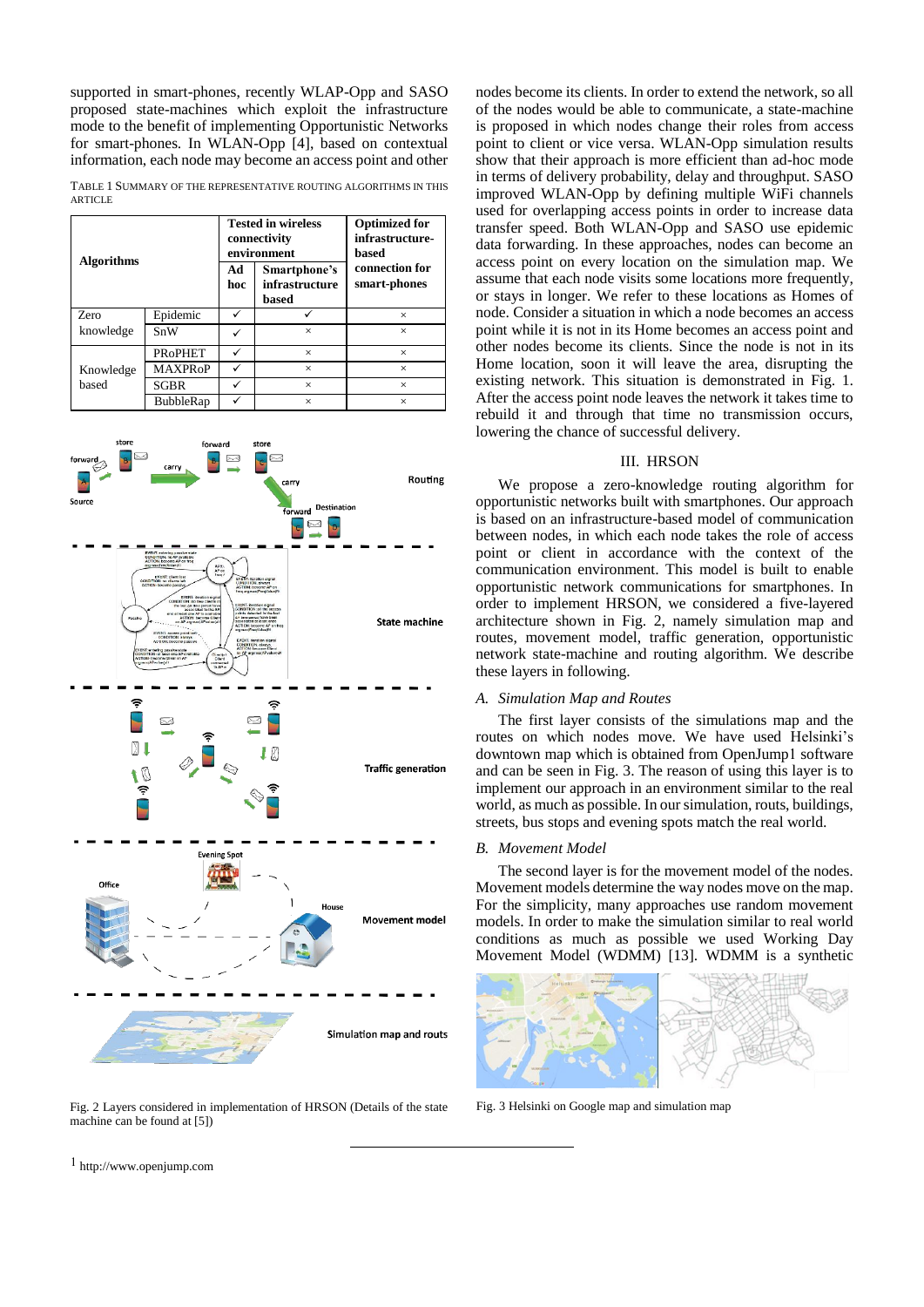supported in smart-phones, recently WLAP-Opp and SASO proposed state-machines which exploit the infrastructure mode to the benefit of implementing Opportunistic Networks for smart-phones. In WLAN-Opp [4], based on contextual information, each node may become an access point and other nodes become its clients. In order to extend the network, so all of the nodes would be able to communicate, a state-machine is proposed in which nodes change their roles from access point to client or vice versa. WLAN-Opp simulation results show that their approach is more efficient than ad-hoc mode in terms of delivery probability, delay and throughput. SASO improved WLAN-Opp by defining multiple WiFi channels used for overlapping access points in order to increase data transfer speed. Both WLAN-Opp and SASO use epidemic data forwarding. In these approaches, nodes can become an access point on every location on the simulation map. We assume that each node visits some locations more frequently, or stays in longer. We refer to these locations as Homes of node. Consider a situation in which a node becomes an access point while it is not in its Home becomes an access point and other nodes become its clients. Since the node is not in its Home location, soon it will leave the area, disrupting the existing network. This situation is demonstrated in Fig. 1. After the access point node leaves the network it takes time to rebuild it and through that time no transmission occurs, lowering the chance of successful delivery.

TABLE 1 SUMMARY OF THE REPRESENTATIVE ROUTING ALGORITHMS IN THIS ARTICLE

| **Algorithms** | | **Tested in wireless connectivity environment** | | **Optimized for infrastructure-based connection for smart-phones** |
|---|---|---|---|---|
| | | **Ad hoc** | **Smartphone's infrastructure based** | |
| Zero knowledge | Epidemic | ✓ | ✓ | × |
| | SnW | ✓ | × | × |
| Knowledge based | PRoPHET | ✓ | × | × |
| | MAXPRoP | ✓ | × | × |
| | SGBR | ✓ | × | × |
| | BubbleRap | ✓ | × | × |

Fig. 2 Layers considered in implementation of HRSON (Details of the state machine can be found at [5])

## III. HRSON

We propose a zero-knowledge routing algorithm for opportunistic networks built with smartphones. Our approach is based on an infrastructure-based model of communication between nodes, in which each node takes the role of access point or client in accordance with the context of the communication environment. This model is built to enable opportunistic network communications for smartphones. In order to implement HRSON, we considered a five-layered architecture shown in Fig. 2, namely simulation map and routes, movement model, traffic generation, opportunistic network state-machine and routing algorithm. We describe these layers in following.

### *A. Simulation Map and Routes*

The first layer consists of the simulations map and the routes on which nodes move. We have used Helsinki's downtown map which is obtained from OpenJump[1] software and can be seen in Fig. 3. The reason of using this layer is to implement our approach in an environment similar to the real world, as much as possible. In our simulation, routs, buildings, streets, bus stops and evening spots match the real world.

### *B. Movement Model*

The second layer is for the movement model of the nodes. Movement models determine the way nodes move on the map. For the simplicity, many approaches use random movement models. In order to make the simulation similar to real world conditions as much as possible we used Working Day Movement Model (WDMM) [13]. WDMM is a synthetic

Fig. 3 Helsinki on Google map and simulation map

[1] http://www.openjump.com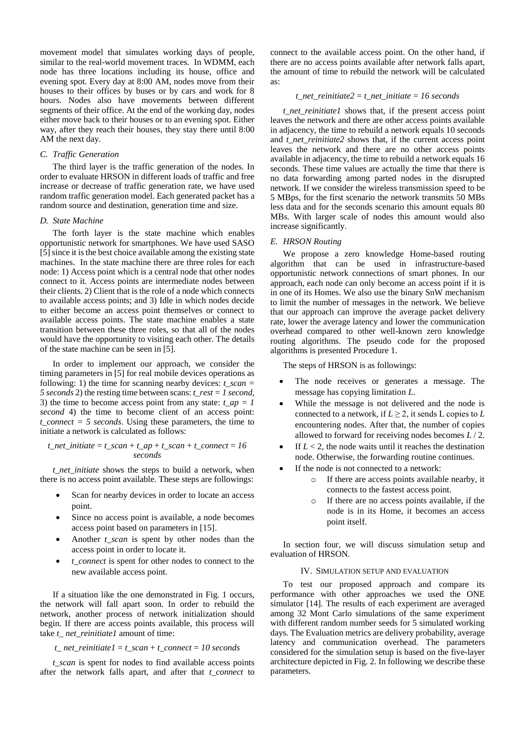movement model that simulates working days of people, similar to the real-world movement traces. In WDMM, each node has three locations including its house, office and evening spot. Every day at 8:00 AM, nodes move from their houses to their offices by buses or by cars and work for 8 hours. Nodes also have movements between different segments of their office. At the end of the working day, nodes either move back to their houses or to an evening spot. Either way, after they reach their houses, they stay there until 8:00 AM the next day.

### C. Traffic Generation

The third layer is the traffic generation of the nodes. In order to evaluate HRSON in different loads of traffic and free increase or decrease of traffic generation rate, we have used random traffic generation model. Each generated packet has a random source and destination, generation time and size.

### D. State Machine

The forth layer is the state machine which enables opportunistic network for smartphones. We have used SASO [5] since it is the best choice available among the existing state machines. In the state machine there are three roles for each node: 1) Access point which is a central node that other nodes connect to it. Access points are intermediate nodes between their clients. 2) Client that is the role of a node which connects to available access points; and 3) Idle in which nodes decide to either become an access point themselves or connect to available access points. The state machine enables a state transition between these three roles, so that all of the nodes would have the opportunity to visiting each other. The details of the state machine can be seen in [5].

In order to implement our approach, we consider the timing parameters in [5] for real mobile devices operations as following: 1) the time for scanning nearby devices: $t\_scan = 5$ *seconds* 2) the resting time between scans: $t\_rest = 1$ *second,* 3) the time to become access point from any state: $t\_ap = 1$ *second* 4) the time to become client of an access point: $t\_connect = 5$ *seconds*. Using these parameters, the time to initiate a network is calculated as follows:

$$t\_net\_initiate = t\_scan + t\_ap + t\_scan + t\_connect = 16 \text{ seconds}$$

*t_net_initiate* shows the steps to build a network, when there is no access point available. These steps are followings:

- Scan for nearby devices in order to locate an access point.
- Since no access point is available, a node becomes access point based on parameters in [15].
- Another *t_scan* is spent by other nodes than the access point in order to locate it.
- *t_connect* is spent for other nodes to connect to the new available access point.

If a situation like the one demonstrated in Fig. 1 occurs, the network will fall apart soon. In order to rebuild the network, another process of network initialization should begin. If there are access points available, this process will take *t_ net_reinitiate1* amount of time:

$$t\_net\_reinitiate1 = t\_scan + t\_connect = 10 \text{ seconds}$$

*t_scan* is spent for nodes to find available access points after the network falls apart, and after that *t_connect* to connect to the available access point. On the other hand, if there are no access points available after network falls apart, the amount of time to rebuild the network will be calculated as:

$$t\_net\_reinitiate2 = t\_net\_initiate = 16 \text{ seconds}$$

*t_net_reinitiate1* shows that, if the present access point leaves the network and there are other access points available in adjacency, the time to rebuild a network equals 10 seconds and *t_net_reinitiate2* shows that, if the current access point leaves the network and there are no other access points available in adjacency, the time to rebuild a network equals 16 seconds. These time values are actually the time that there is no data forwarding among parted nodes in the disrupted network. If we consider the wireless transmission speed to be 5 MBps, for the first scenario the network transmits 50 MBs less data and for the seconds scenario this amount equals 80 MBs. With larger scale of nodes this amount would also increase significantly.

### E. HRSON Routing

We propose a zero knowledge Home-based routing algorithm that can be used in infrastructure-based opportunistic network connections of smart phones. In our approach, each node can only become an access point if it is in one of its Homes. We also use the binary SnW mechanism to limit the number of messages in the network. We believe that our approach can improve the average packet delivery rate, lower the average latency and lower the communication overhead compared to other well-known zero knowledge routing algorithms. The pseudo code for the proposed algorithms is presented Procedure 1.

The steps of HRSON is as followings:

- The node receives or generates a message. The message has copying limitation $L$.
- While the message is not delivered and the node is connected to a network, if $L \geq 2$, it sends L copies to $L$ encountering nodes. After that, the number of copies allowed to forward for receiving nodes becomes $L / 2$.
- If $L < 2$, the node waits until it reaches the destination node. Otherwise, the forwarding routine continues.
- If the node is not connected to a network:
  - If there are access points available nearby, it connects to the fastest access point.
  - If there are no access points available, if the node is in its Home, it becomes an access point itself.

In section four, we will discuss simulation setup and evaluation of HRSON.

## IV. Simulation Setup and Evaluation

To test our proposed approach and compare its performance with other approaches we used the ONE simulator [14]. The results of each experiment are averaged among 32 Mont Carlo simulations of the same experiment with different random number seeds for 5 simulated working days. The Evaluation metrics are delivery probability, average latency and communication overhead. The parameters considered for the simulation setup is based on the five-layer architecture depicted in Fig. 2. In following we describe these parameters.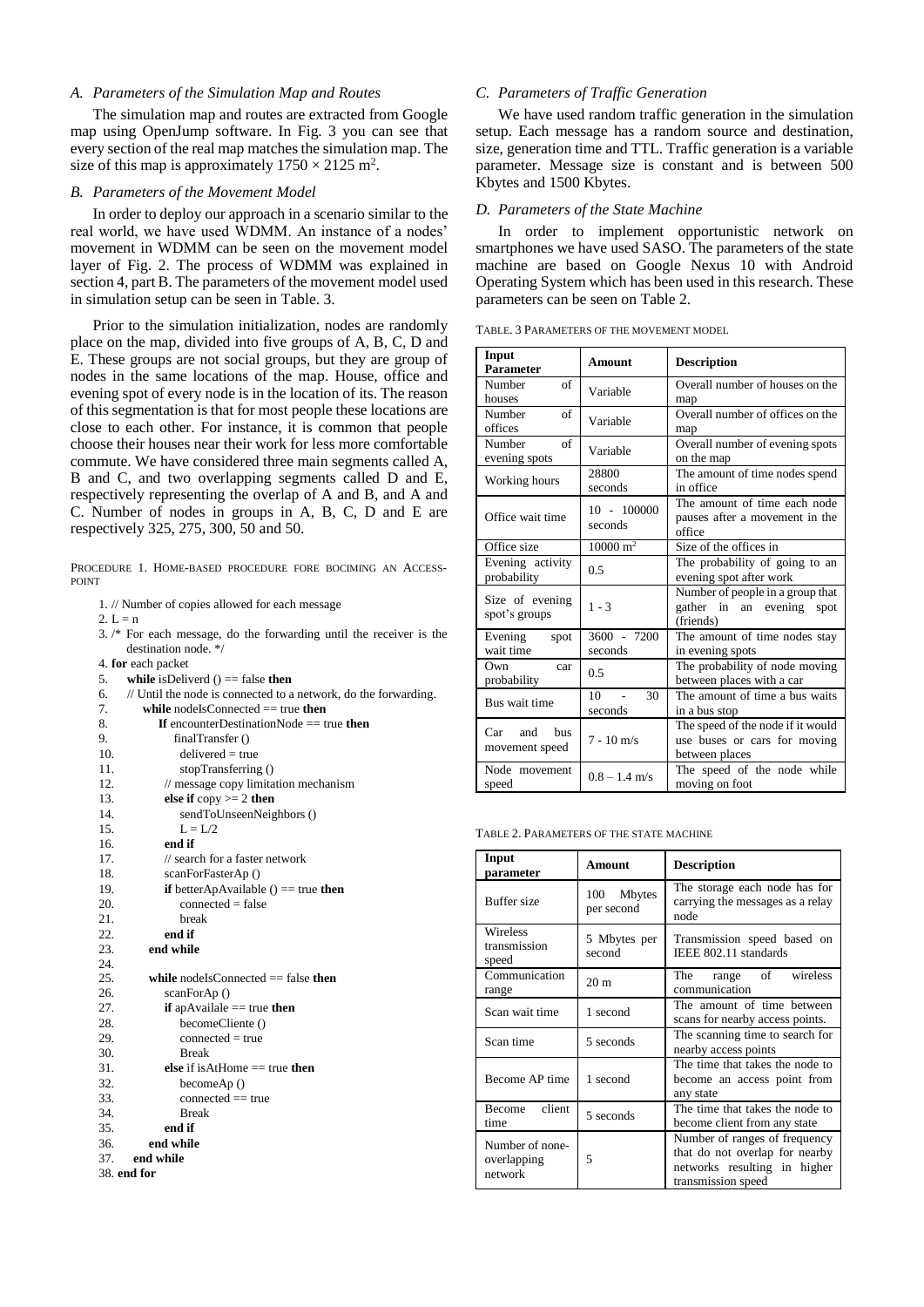### A. Parameters of the Simulation Map and Routes

The simulation map and routes are extracted from Google map using OpenJump software. In Fig. 3 you can see that every section of the real map matches the simulation map. The size of this map is approximately $1750 \times 2125$ m$^2$.

### B. Parameters of the Movement Model

In order to deploy our approach in a scenario similar to the real world, we have used WDMM. An instance of a nodes' movement in WDMM can be seen on the movement model layer of Fig. 2. The process of WDMM was explained in section 4, part B. The parameters of the movement model used in simulation setup can be seen in Table. 3.

Prior to the simulation initialization, nodes are randomly place on the map, divided into five groups of A, B, C, D and E. These groups are not social groups, but they are group of nodes in the same locations of the map. House, office and evening spot of every node is in the location of its. The reason of this segmentation is that for most people these locations are close to each other. For instance, it is common that people choose their houses near their work for less more comfortable commute. We have considered three main segments called A, B and C, and two overlapping segments called D and E, respectively representing the overlap of A and B, and A and C. Number of nodes in groups in A, B, C, D and E are respectively 325, 275, 300, 50 and 50.

PROCEDURE 1. HOME-BASED PROCEDURE FORE BOCIMING AN ACCESS-POINT

```
1. // Number of copies allowed for each message
2. L = n
3. /* For each message, do the forwarding until the receiver is the
   destination node. */
4. for each packet
5.     while isDeliverd () == false then
6.     // Until the node is connected to a network, do the forwarding.
7.         while nodeIsConnected == true then
8.             If encounterDestinationNode == true then
9.                 finalTransfer ()
10.                delivered = true
11.                stopTransferring ()
12.            // message copy limitation mechanism
13.            else if copy >= 2 then
14.                sendToUnseenNeighbors ()
15.                L = L/2
16.            end if
17.            // search for a faster network
18.            scanForFasterAp ()
19.            if betterApAvailable () == true then
20.                connected = false
21.                break
22.            end if
23.        end while
24.
25.        while nodeIsConnected == false then
26.            scanForAp ()
27.            if apAvailale == true then
28.                becomeCliente ()
29.                connected = true
30.                Break
31.            else if isAtHome == true then
32.                becomeAp ()
33.                connected == true
34.                Break
35.            end if
36.        end while
37.    end while
38. end for
```

### C. Parameters of Traffic Generation

We have used random traffic generation in the simulation setup. Each message has a random source and destination, size, generation time and TTL. Traffic generation is a variable parameter. Message size is constant and is between 500 Kbytes and 1500 Kbytes.

### D. Parameters of the State Machine

In order to implement opportunistic network on smartphones we have used SASO. The parameters of the state machine are based on Google Nexus 10 with Android Operating System which has been used in this research. These parameters can be seen on Table 2.

TABLE. 3 PARAMETERS OF THE MOVEMENT MODEL

| Input Parameter | Amount | Description |
|---|---|---|
| Number of houses | Variable | Overall number of houses on the map |
| Number of offices | Variable | Overall number of offices on the map |
| Number of evening spots | Variable | Overall number of evening spots on the map |
| Working hours | 28800 seconds | The amount of time nodes spend in office |
| Office wait time | 10 - 100000 seconds | The amount of time each node pauses after a movement in the office |
| Office size | 10000 m$^2$ | Size of the offices in |
| Evening activity probability | 0.5 | The probability of going to an evening spot after work |
| Size of evening spot's groups | 1 - 3 | Number of people in a group that gather in an evening spot (friends) |
| Evening spot wait time | 3600 - 7200 seconds | The amount of time nodes stay in evening spots |
| Own car probability | 0.5 | The probability of node moving between places with a car |
| Bus wait time | 10 - 30 seconds | The amount of time a bus waits in a bus stop |
| Car and bus movement speed | 7 - 10 m/s | The speed of the node if it would use buses or cars for moving between places |
| Node movement speed | 0.8 – 1.4 m/s | The speed of the node while moving on foot |

TABLE 2. PARAMETERS OF THE STATE MACHINE

| Input parameter | Amount | Description |
|---|---|---|
| Buffer size | 100 Mbytes per second | The storage each node has for carrying the messages as a relay node |
| Wireless transmission speed | 5 Mbytes per second | Transmission speed based on IEEE 802.11 standards |
| Communication range | 20 m | The range of wireless communication |
| Scan wait time | 1 second | The amount of time between scans for nearby access points. |
| Scan time | 5 seconds | The scanning time to search for nearby access points |
| Become AP time | 1 second | The time that takes the node to become an access point from any state |
| Become client time | 5 seconds | The time that takes the node to become client from any state |
| Number of none-overlapping network | 5 | Number of ranges of frequency that do not overlap for nearby networks resulting in higher transmission speed |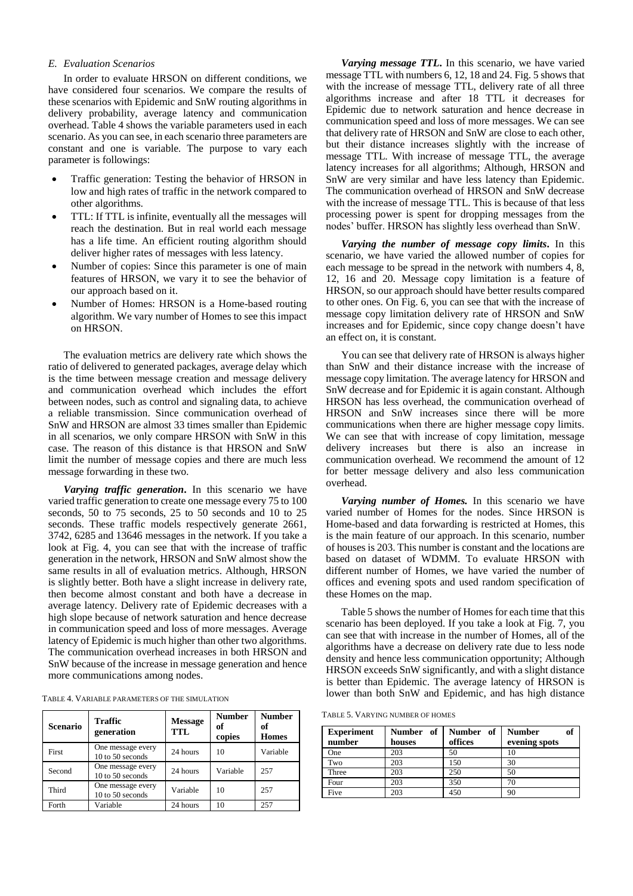### E. Evaluation Scenarios

In order to evaluate HRSON on different conditions, we have considered four scenarios. We compare the results of these scenarios with Epidemic and SnW routing algorithms in delivery probability, average latency and communication overhead. Table 4 shows the variable parameters used in each scenario. As you can see, in each scenario three parameters are constant and one is variable. The purpose to vary each parameter is followings:

- Traffic generation: Testing the behavior of HRSON in low and high rates of traffic in the network compared to other algorithms.
- TTL: If TTL is infinite, eventually all the messages will reach the destination. But in real world each message has a life time. An efficient routing algorithm should deliver higher rates of messages with less latency.
- Number of copies: Since this parameter is one of main features of HRSON, we vary it to see the behavior of our approach based on it.
- Number of Homes: HRSON is a Home-based routing algorithm. We vary number of Homes to see this impact on HRSON.

The evaluation metrics are delivery rate which shows the ratio of delivered to generated packages, average delay which is the time between message creation and message delivery and communication overhead which includes the effort between nodes, such as control and signaling data, to achieve a reliable transmission. Since communication overhead of SnW and HRSON are almost 33 times smaller than Epidemic in all scenarios, we only compare HRSON with SnW in this case. The reason of this distance is that HRSON and SnW limit the number of message copies and there are much less message forwarding in these two.

***Varying traffic generation***. In this scenario we have varied traffic generation to create one message every 75 to 100 seconds, 50 to 75 seconds, 25 to 50 seconds and 10 to 25 seconds. These traffic models respectively generate 2661, 3742, 6285 and 13646 messages in the network. If you take a look at Fig. 4, you can see that with the increase of traffic generation in the network, HRSON and SnW almost show the same results in all of evaluation metrics. Although, HRSON is slightly better. Both have a slight increase in delivery rate, then become almost constant and both have a decrease in average latency. Delivery rate of Epidemic decreases with a high slope because of network saturation and hence decrease in communication speed and loss of more messages. Average latency of Epidemic is much higher than other two algorithms. The communication overhead increases in both HRSON and SnW because of the increase in message generation and hence more communications among nodes.

TABLE 4. VARIABLE PARAMETERS OF THE SIMULATION

| Scenario | Traffic generation | Message TTL | Number of copies | Number of Homes |
|---|---|---|---|---|
| First | One message every 10 to 50 seconds | 24 hours | 10 | Variable |
| Second | One message every 10 to 50 seconds | 24 hours | Variable | 257 |
| Third | One message every 10 to 50 seconds | Variable | 10 | 257 |
| Forth | Variable | 24 hours | 10 | 257 |

***Varying message TTL***. In this scenario, we have varied message TTL with numbers 6, 12, 18 and 24. Fig. 5 shows that with the increase of message TTL, delivery rate of all three algorithms increase and after 18 TTL it decreases for Epidemic due to network saturation and hence decrease in communication speed and loss of more messages. We can see that delivery rate of HRSON and SnW are close to each other, but their distance increases slightly with the increase of message TTL. With increase of message TTL, the average latency increases for all algorithms; Although, HRSON and SnW are very similar and have less latency than Epidemic. The communication overhead of HRSON and SnW decrease with the increase of message TTL. This is because of that less processing power is spent for dropping messages from the nodes' buffer. HRSON has slightly less overhead than SnW.

***Varying the number of message copy limits***. In this scenario, we have varied the allowed number of copies for each message to be spread in the network with numbers 4, 8, 12, 16 and 20. Message copy limitation is a feature of HRSON, so our approach should have better results compared to other ones. On Fig. 6, you can see that with the increase of message copy limitation delivery rate of HRSON and SnW increases and for Epidemic, since copy change doesn't have an effect on, it is constant.

You can see that delivery rate of HRSON is always higher than SnW and their distance increase with the increase of message copy limitation. The average latency for HRSON and SnW decrease and for Epidemic it is again constant. Although HRSON has less overhead, the communication overhead of HRSON and SnW increases since there will be more communications when there are higher message copy limits. We can see that with increase of copy limitation, message delivery increases but there is also an increase in communication overhead. We recommend the amount of 12 for better message delivery and also less communication overhead.

***Varying number of Homes.*** In this scenario we have varied number of Homes for the nodes. Since HRSON is Home-based and data forwarding is restricted at Homes, this is the main feature of our approach. In this scenario, number of houses is 203. This number is constant and the locations are based on dataset of WDMM. To evaluate HRSON with different number of Homes, we have varied the number of offices and evening spots and used random specification of these Homes on the map.

Table 5 shows the number of Homes for each time that this scenario has been deployed. If you take a look at Fig. 7, you can see that with increase in the number of Homes, all of the algorithms have a decrease on delivery rate due to less node density and hence less communication opportunity; Although HRSON exceeds SnW significantly, and with a slight distance is better than Epidemic. The average latency of HRSON is lower than both SnW and Epidemic, and has high distance

TABLE 5. VARYING NUMBER OF HOMES

| Experiment number | Number of houses | Number of offices | Number of evening spots |
|---|---|---|---|
| One | 203 | 50 | 10 |
| Two | 203 | 150 | 30 |
| Three | 203 | 250 | 50 |
| Four | 203 | 350 | 70 |
| Five | 203 | 450 | 90 |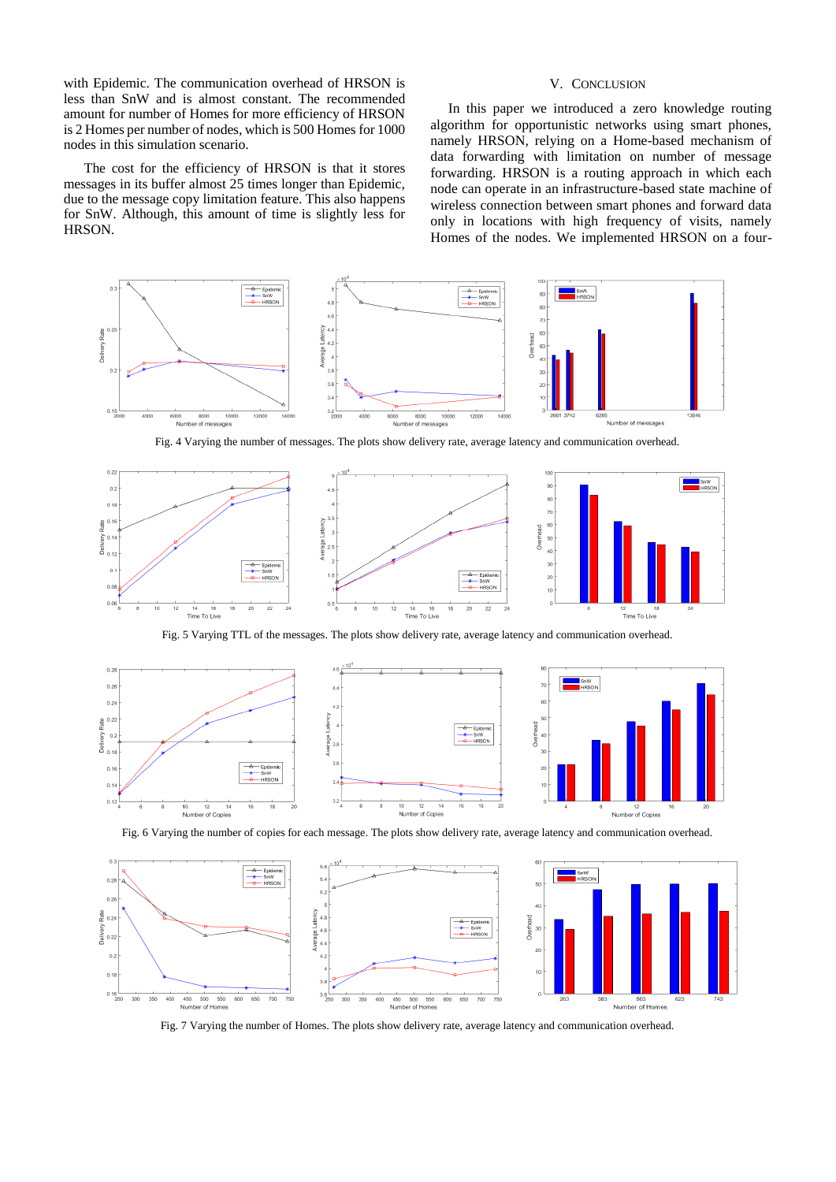with Epidemic. The communication overhead of HRSON is less than SnW and is almost constant. The recommended amount for number of Homes for more efficiency of HRSON is 2 Homes per number of nodes, which is 500 Homes for 1000 nodes in this simulation scenario.

The cost for the efficiency of HRSON is that it stores messages in its buffer almost 25 times longer than Epidemic, due to the message copy limitation feature. This also happens for SnW. Although, this amount of time is slightly less for HRSON.

## V. CONCLUSION

In this paper we introduced a zero knowledge routing algorithm for opportunistic networks using smart phones, namely HRSON, relying on a Home-based mechanism of data forwarding with limitation on number of message forwarding. HRSON is a routing approach in which each node can operate in an infrastructure-based state machine of wireless connection between smart phones and forward data only in locations with high frequency of visits, namely Homes of the nodes. We implemented HRSON on a four-

Fig. 4 Varying the number of messages. The plots show delivery rate, average latency and communication overhead.

Fig. 5 Varying TTL of the messages. The plots show delivery rate, average latency and communication overhead.

Fig. 6 Varying the number of copies for each message. The plots show delivery rate, average latency and communication overhead.

Fig. 7 Varying the number of Homes. The plots show delivery rate, average latency and communication overhead.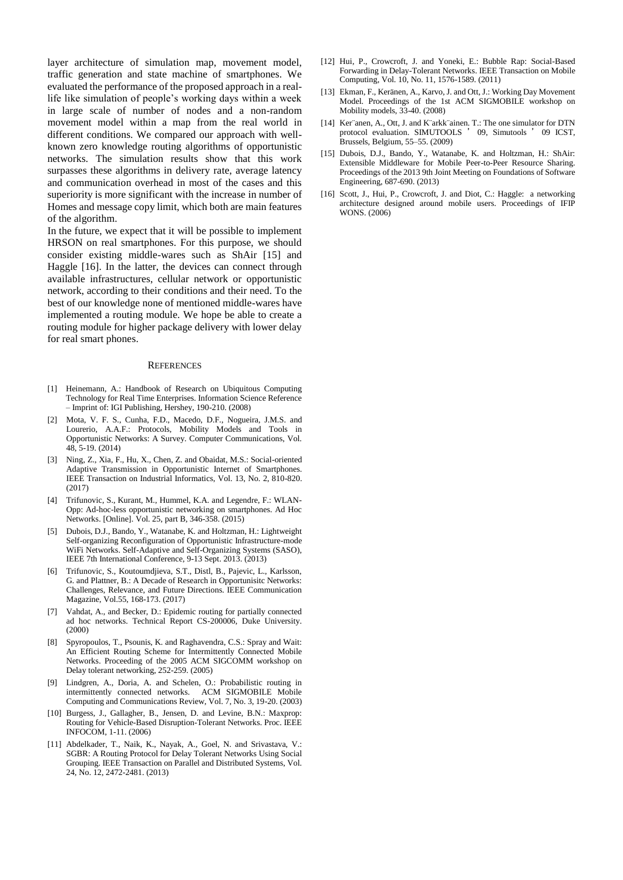layer architecture of simulation map, movement model, traffic generation and state machine of smartphones. We evaluated the performance of the proposed approach in a real-life like simulation of people's working days within a week in large scale of number of nodes and a non-random movement model within a map from the real world in different conditions. We compared our approach with well-known zero knowledge routing algorithms of opportunistic networks. The simulation results show that this work surpasses these algorithms in delivery rate, average latency and communication overhead in most of the cases and this superiority is more significant with the increase in number of Homes and message copy limit, which both are main features of the algorithm.

In the future, we expect that it will be possible to implement HRSON on real smartphones. For this purpose, we should consider existing middle-wares such as ShAir [15] and Haggle [16]. In the latter, the devices can connect through available infrastructures, cellular network or opportunistic network, according to their conditions and their need. To the best of our knowledge none of mentioned middle-wares have implemented a routing module. We hope be able to create a routing module for higher package delivery with lower delay for real smart phones.

## References

[1] Heinemann, A.: Handbook of Research on Ubiquitous Computing Technology for Real Time Enterprises. Information Science Reference – Imprint of: IGI Publishing, Hershey, 190-210. (2008)

[2] Mota, V. F. S., Cunha, F.D., Macedo, D.F., Nogueira, J.M.S. and Lourerio, A.A.F.: Protocols, Mobility Models and Tools in Opportunistic Networks: A Survey. Computer Communications, Vol. 48, 5-19. (2014)

[3] Ning, Z., Xia, F., Hu, X., Chen, Z. and Obaidat, M.S.: Social-oriented Adaptive Transmission in Opportunistic Internet of Smartphones. IEEE Transaction on Industrial Informatics, Vol. 13, No. 2, 810-820. (2017)

[4] Trifunovic, S., Kurant, M., Hummel, K.A. and Legendre, F.: WLAN-Opp: Ad-hoc-less opportunistic networking on smartphones. Ad Hoc Networks. [Online]. Vol. 25, part B, 346-358. (2015)

[5] Dubois, D.J., Bando, Y., Watanabe, K. and Holtzman, H.: Lightweight Self-organizing Reconfiguration of Opportunistic Infrastructure-mode WiFi Networks. Self-Adaptive and Self-Organizing Systems (SASO), IEEE 7th International Conference, 9-13 Sept. 2013. (2013)

[6] Trifunovic, S., Koutoumdjieva, S.T., Distl, B., Pajevic, L., Karlsson, G. and Plattner, B.: A Decade of Research in Opportunisitc Networks: Challenges, Relevance, and Future Directions. IEEE Communication Magazine, Vol.55, 168-173. (2017)

[7] Vahdat, A., and Becker, D.: Epidemic routing for partially connected ad hoc networks. Technical Report CS-200006, Duke University. (2000)

[8] Spyropoulos, T., Psounis, K. and Raghavendra, C.S.: Spray and Wait: An Efficient Routing Scheme for Intermittently Connected Mobile Networks. Proceeding of the 2005 ACM SIGCOMM workshop on Delay tolerant networking, 252-259. (2005)

[9] Lindgren, A., Doria, A. and Schelen, O.: Probabilistic routing in intermittently connected networks. ACM SIGMOBILE Mobile Computing and Communications Review, Vol. 7, No. 3, 19-20. (2003)

[10] Burgess, J., Gallagher, B., Jensen, D. and Levine, B.N.: Maxprop: Routing for Vehicle-Based Disruption-Tolerant Networks. Proc. IEEE INFOCOM, 1-11. (2006)

[11] Abdelkader, T., Naik, K., Nayak, A., Goel, N. and Srivastava, V.: SGBR: A Routing Protocol for Delay Tolerant Networks Using Social Grouping. IEEE Transaction on Parallel and Distributed Systems, Vol. 24, No. 12, 2472-2481. (2013)

[12] Hui, P., Crowcroft, J. and Yoneki, E.: Bubble Rap: Social-Based Forwarding in Delay-Tolerant Networks. IEEE Transaction on Mobile Computing, Vol. 10, No. 11, 1576-1589. (2011)

[13] Ekman, F., Keränen, A., Karvo, J. and Ott, J.: Working Day Movement Model. Proceedings of the 1st ACM SIGMOBILE workshop on Mobility models, 33-40. (2008)

[14] Ker¨anen, A., Ott, J. and K¨arkk¨ainen. T.: The one simulator for DTN protocol evaluation. SIMUTOOLS ' 09, Simutools ' 09 ICST, Brussels, Belgium, 55–55. (2009)

[15] Dubois, D.J., Bando, Y., Watanabe, K. and Holtzman, H.: ShAir: Extensible Middleware for Mobile Peer-to-Peer Resource Sharing. Proceedings of the 2013 9th Joint Meeting on Foundations of Software Engineering, 687-690. (2013)

[16] Scott, J., Hui, P., Crowcroft, J. and Diot, C.: Haggle: a networking architecture designed around mobile users. Proceedings of IFIP WONS. (2006)